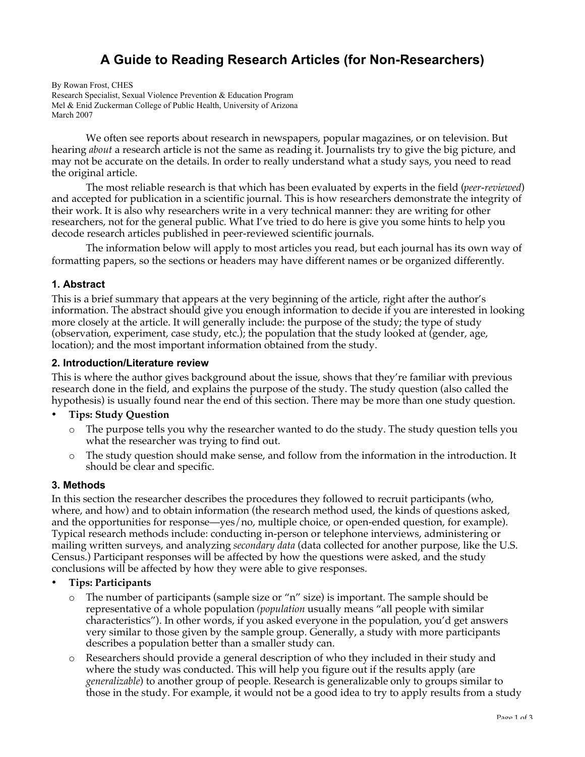# A Guide to Reading Research Articles (for Non-Researchers)

By Rowan Frost, CHES
Research Specialist, Sexual Violence Prevention & Education Program
Mel & Enid Zuckerman College of Public Health, University of Arizona
March 2007

We often see reports about research in newspapers, popular magazines, or on television. But hearing *about* a research article is not the same as reading it. Journalists try to give the big picture, and may not be accurate on the details. In order to really understand what a study says, you need to read the original article.

The most reliable research is that which has been evaluated by experts in the field (*peer-reviewed*) and accepted for publication in a scientific journal. This is how researchers demonstrate the integrity of their work. It is also why researchers write in a very technical manner: they are writing for other researchers, not for the general public. What I've tried to do here is give you some hints to help you decode research articles published in peer-reviewed scientific journals.

The information below will apply to most articles you read, but each journal has its own way of formatting papers, so the sections or headers may have different names or be organized differently.

### 1. Abstract

This is a brief summary that appears at the very beginning of the article, right after the author's information. The abstract should give you enough information to decide if you are interested in looking more closely at the article. It will generally include: the purpose of the study; the type of study (observation, experiment, case study, etc.); the population that the study looked at (gender, age, location); and the most important information obtained from the study.

### 2. Introduction/Literature review

This is where the author gives background about the issue, shows that they're familiar with previous research done in the field, and explains the purpose of the study. The study question (also called the hypothesis) is usually found near the end of this section. There may be more than one study question.

- **Tips: Study Question**
  - The purpose tells you why the researcher wanted to do the study. The study question tells you what the researcher was trying to find out.
  - The study question should make sense, and follow from the information in the introduction. It should be clear and specific.

### 3. Methods

In this section the researcher describes the procedures they followed to recruit participants (who, where, and how) and to obtain information (the research method used, the kinds of questions asked, and the opportunities for response—yes/no, multiple choice, or open-ended question, for example). Typical research methods include: conducting in-person or telephone interviews, administering or mailing written surveys, and analyzing *secondary data* (data collected for another purpose, like the U.S. Census.) Participant responses will be affected by how the questions were asked, and the study conclusions will be affected by how they were able to give responses.

- **Tips: Participants**
  - The number of participants (sample size or "n" size) is important. The sample should be representative of a whole population *(population* usually means "all people with similar characteristics"). In other words, if you asked everyone in the population, you'd get answers very similar to those given by the sample group. Generally, a study with more participants describes a population better than a smaller study can.
  - Researchers should provide a general description of who they included in their study and where the study was conducted. This will help you figure out if the results apply (are *generalizable*) to another group of people. Research is generalizable only to groups similar to those in the study. For example, it would not be a good idea to try to apply results from a study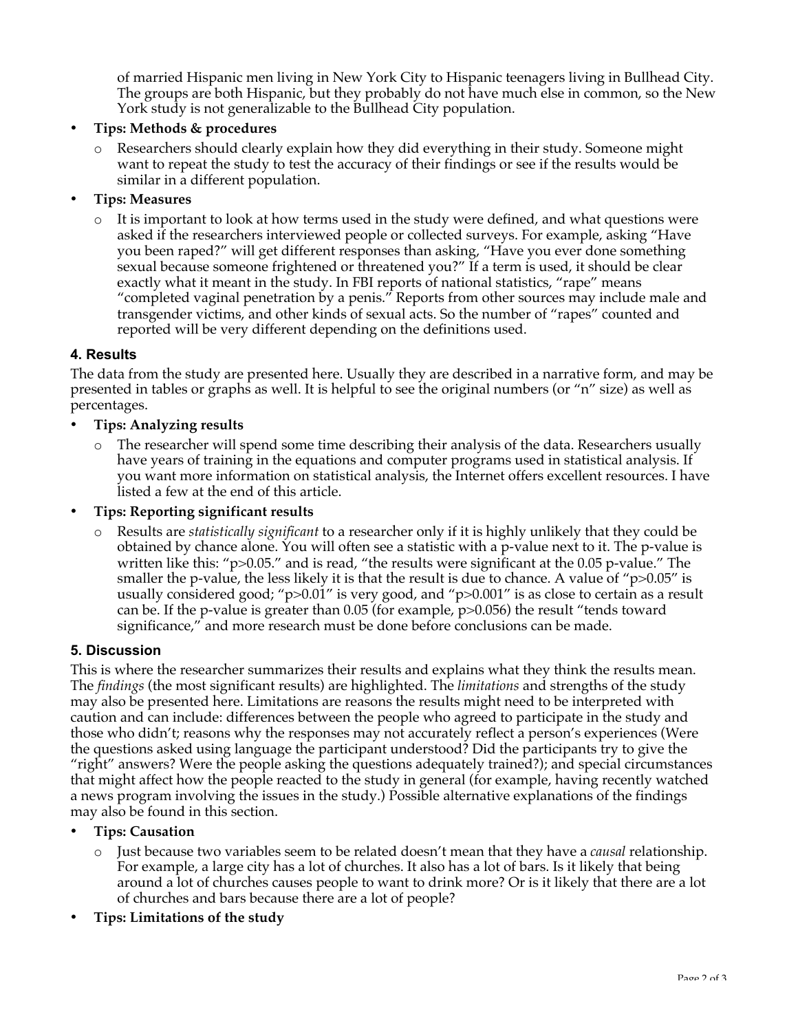of married Hispanic men living in New York City to Hispanic teenagers living in Bullhead City. The groups are both Hispanic, but they probably do not have much else in common, so the New York study is not generalizable to the Bullhead City population.

- **Tips: Methods & procedures**
  - Researchers should clearly explain how they did everything in their study. Someone might want to repeat the study to test the accuracy of their findings or see if the results would be similar in a different population.
- **Tips: Measures**
  - It is important to look at how terms used in the study were defined, and what questions were asked if the researchers interviewed people or collected surveys. For example, asking "Have you been raped?" will get different responses than asking, "Have you ever done something sexual because someone frightened or threatened you?" If a term is used, it should be clear exactly what it meant in the study. In FBI reports of national statistics, "rape" means "completed vaginal penetration by a penis." Reports from other sources may include male and transgender victims, and other kinds of sexual acts. So the number of "rapes" counted and reported will be very different depending on the definitions used.

### 4. Results

The data from the study are presented here. Usually they are described in a narrative form, and may be presented in tables or graphs as well. It is helpful to see the original numbers (or "n" size) as well as percentages.

- **Tips: Analyzing results**
  - The researcher will spend some time describing their analysis of the data. Researchers usually have years of training in the equations and computer programs used in statistical analysis. If you want more information on statistical analysis, the Internet offers excellent resources. I have listed a few at the end of this article.
- **Tips: Reporting significant results**
  - Results are *statistically significant* to a researcher only if it is highly unlikely that they could be obtained by chance alone. You will often see a statistic with a p-value next to it. The p-value is written like this: "$p>0.05$." and is read, "the results were significant at the 0.05 p-value." The smaller the p-value, the less likely it is that the result is due to chance. A value of "$p>0.05$" is usually considered good; "$p>0.01$" is very good, and "$p>0.001$" is as close to certain as a result can be. If the p-value is greater than 0.05 (for example, $p>0.056$) the result "tends toward significance," and more research must be done before conclusions can be made.

### 5. Discussion

This is where the researcher summarizes their results and explains what they think the results mean. The *findings* (the most significant results) are highlighted. The *limitations* and strengths of the study may also be presented here. Limitations are reasons the results might need to be interpreted with caution and can include: differences between the people who agreed to participate in the study and those who didn't; reasons why the responses may not accurately reflect a person's experiences (Were the questions asked using language the participant understood? Did the participants try to give the "right" answers? Were the people asking the questions adequately trained?); and special circumstances that might affect how the people reacted to the study in general (for example, having recently watched a news program involving the issues in the study.) Possible alternative explanations of the findings may also be found in this section.

- **Tips: Causation**
  - Just because two variables seem to be related doesn't mean that they have a *causal* relationship. For example, a large city has a lot of churches. It also has a lot of bars. Is it likely that being around a lot of churches causes people to want to drink more? Or is it likely that there are a lot of churches and bars because there are a lot of people?
- **Tips: Limitations of the study**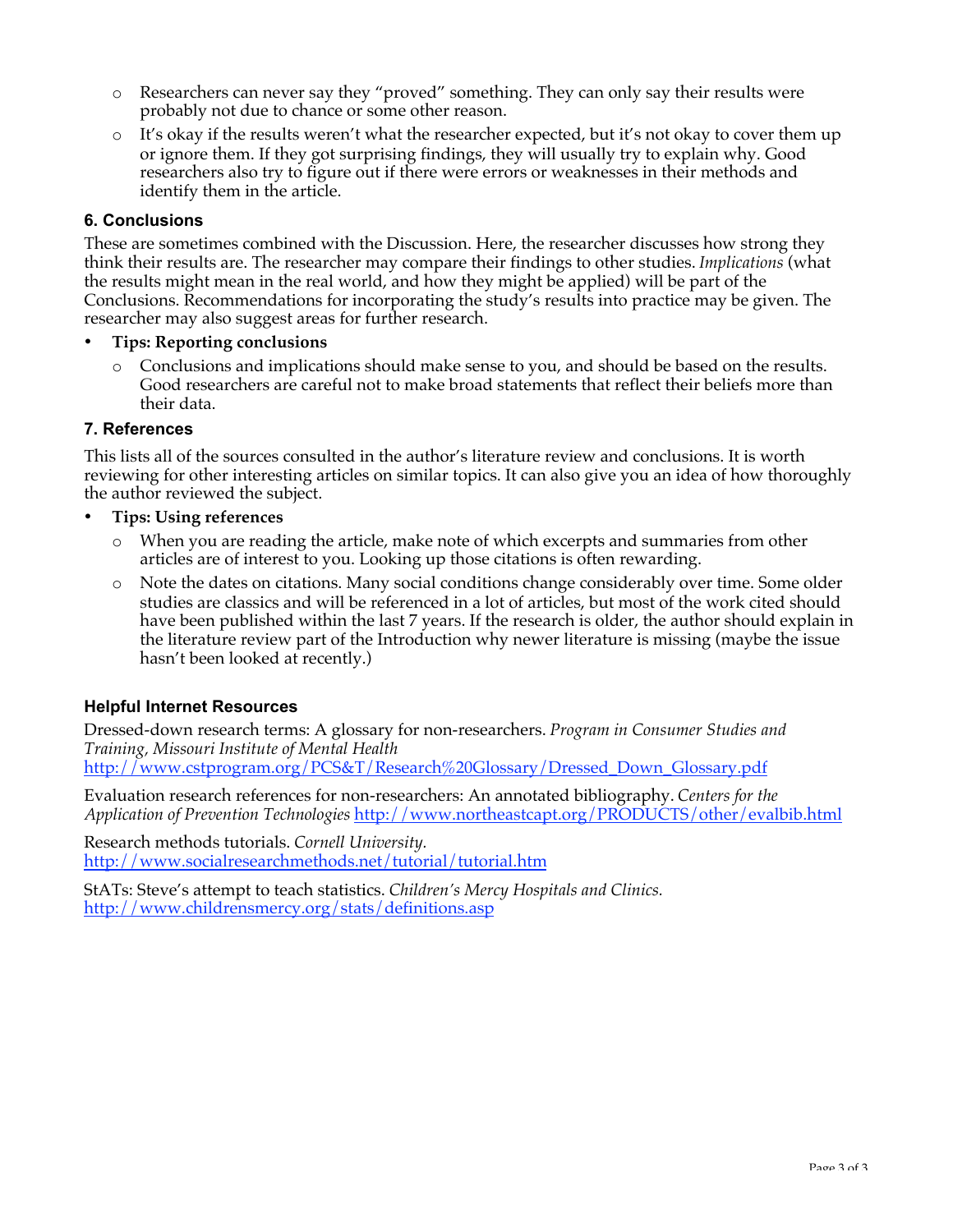- Researchers can never say they "proved" something. They can only say their results were probably not due to chance or some other reason.
- It's okay if the results weren't what the researcher expected, but it's not okay to cover them up or ignore them. If they got surprising findings, they will usually try to explain why. Good researchers also try to figure out if there were errors or weaknesses in their methods and identify them in the article.

### 6. Conclusions

These are sometimes combined with the Discussion. Here, the researcher discusses how strong they think their results are. The researcher may compare their findings to other studies. *Implications* (what the results might mean in the real world, and how they might be applied) will be part of the Conclusions. Recommendations for incorporating the study's results into practice may be given. The researcher may also suggest areas for further research.

- **Tips: Reporting conclusions**
  - Conclusions and implications should make sense to you, and should be based on the results. Good researchers are careful not to make broad statements that reflect their beliefs more than their data.

### 7. References

This lists all of the sources consulted in the author's literature review and conclusions. It is worth reviewing for other interesting articles on similar topics. It can also give you an idea of how thoroughly the author reviewed the subject.

- **Tips: Using references**
  - When you are reading the article, make note of which excerpts and summaries from other articles are of interest to you. Looking up those citations is often rewarding.
  - Note the dates on citations. Many social conditions change considerably over time. Some older studies are classics and will be referenced in a lot of articles, but most of the work cited should have been published within the last 7 years. If the research is older, the author should explain in the literature review part of the Introduction why newer literature is missing (maybe the issue hasn't been looked at recently.)

### Helpful Internet Resources

Dressed-down research terms: A glossary for non-researchers. *Program in Consumer Studies and Training, Missouri Institute of Mental Health* http://www.cstprogram.org/PCS&T/Research%20Glossary/Dressed_Down_Glossary.pdf

Evaluation research references for non-researchers: An annotated bibliography. *Centers for the Application of Prevention Technologies* http://www.northeastcapt.org/PRODUCTS/other/evalbib.html

Research methods tutorials. *Cornell University.* http://www.socialresearchmethods.net/tutorial/tutorial.htm

StATs: Steve's attempt to teach statistics. *Children's Mercy Hospitals and Clinics.* http://www.childrensmercy.org/stats/definitions.asp